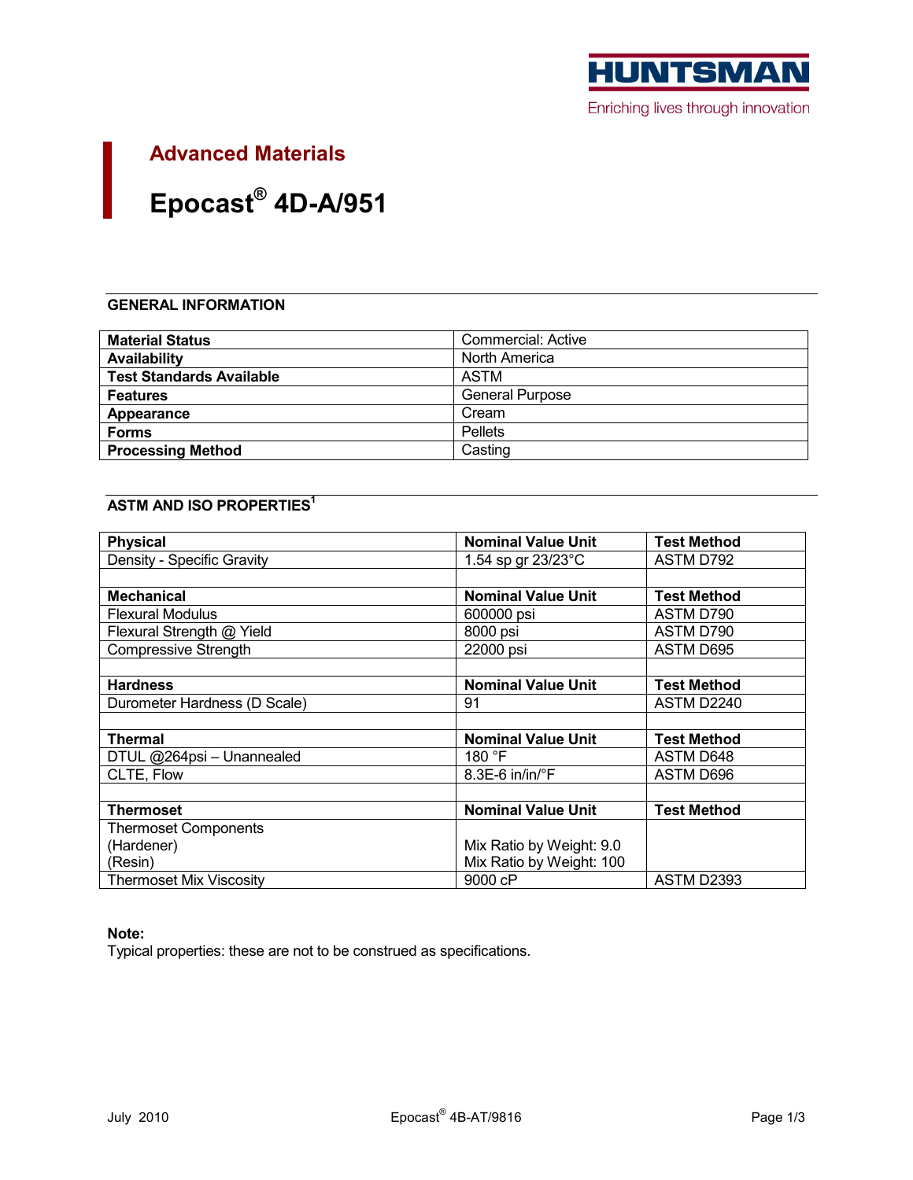HUNTSMAN

Enriching lives through innovation

## Advanced Materials

# Epocast® 4D-A/951

## GENERAL INFORMATION

| | |
|---|---|
| **Material Status** | Commercial: Active |
| **Availability** | North America |
| **Test Standards Available** | ASTM |
| **Features** | General Purpose |
| **Appearance** | Cream |
| **Forms** | Pellets |
| **Processing Method** | Casting |

## ASTM AND ISO PROPERTIES[1]

| **Physical** | **Nominal Value Unit** | **Test Method** |
|---|---|---|
| Density - Specific Gravity | 1.54 sp gr 23/23°C | ASTM D792 |
| | | |
| **Mechanical** | **Nominal Value Unit** | **Test Method** |
| Flexural Modulus | 600000 psi | ASTM D790 |
| Flexural Strength @ Yield | 8000 psi | ASTM D790 |
| Compressive Strength | 22000 psi | ASTM D695 |
| | | |
| **Hardness** | **Nominal Value Unit** | **Test Method** |
| Durometer Hardness (D Scale) | 91 | ASTM D2240 |
| | | |
| **Thermal** | **Nominal Value Unit** | **Test Method** |
| DTUL @264psi – Unannealed | 180 °F | ASTM D648 |
| CLTE, Flow | 8.3E-6 in/in/°F | ASTM D696 |
| | | |
| **Thermoset** | **Nominal Value Unit** | **Test Method** |
| Thermoset Components<br>(Hardener)<br>(Resin) | <br>Mix Ratio by Weight: 9.0<br>Mix Ratio by Weight: 100 | |
| Thermoset Mix Viscosity | 9000 cP | ASTM D2393 |

**Note:**
Typical properties: these are not to be construed as specifications.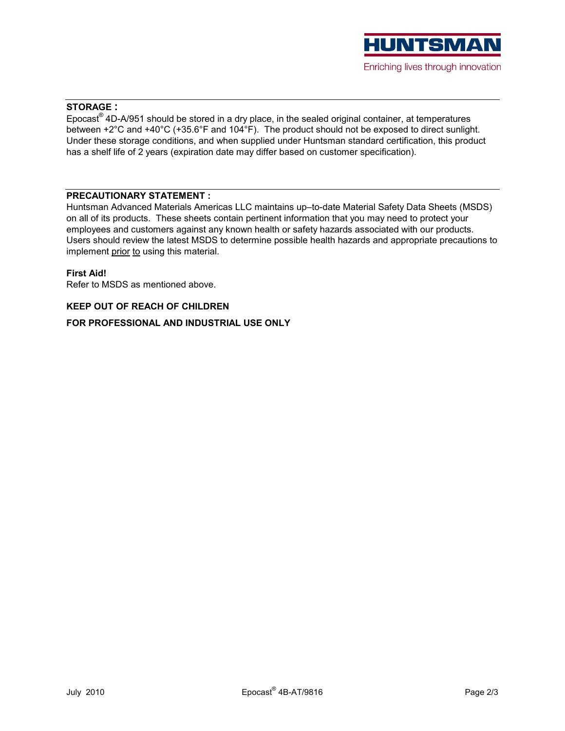## STORAGE :

Epocast® 4D-A/951 should be stored in a dry place, in the sealed original container, at temperatures between +2°C and +40°C (+35.6°F and 104°F). The product should not be exposed to direct sunlight. Under these storage conditions, and when supplied under Huntsman standard certification, this product has a shelf life of 2 years (expiration date may differ based on customer specification).

## PRECAUTIONARY STATEMENT :

Huntsman Advanced Materials Americas LLC maintains up–to-date Material Safety Data Sheets (MSDS) on all of its products. These sheets contain pertinent information that you may need to protect your employees and customers against any known health or safety hazards associated with our products. Users should review the latest MSDS to determine possible health hazards and appropriate precautions to implement prior to using this material.

**First Aid!**

Refer to MSDS as mentioned above.

**KEEP OUT OF REACH OF CHILDREN**

**FOR PROFESSIONAL AND INDUSTRIAL USE ONLY**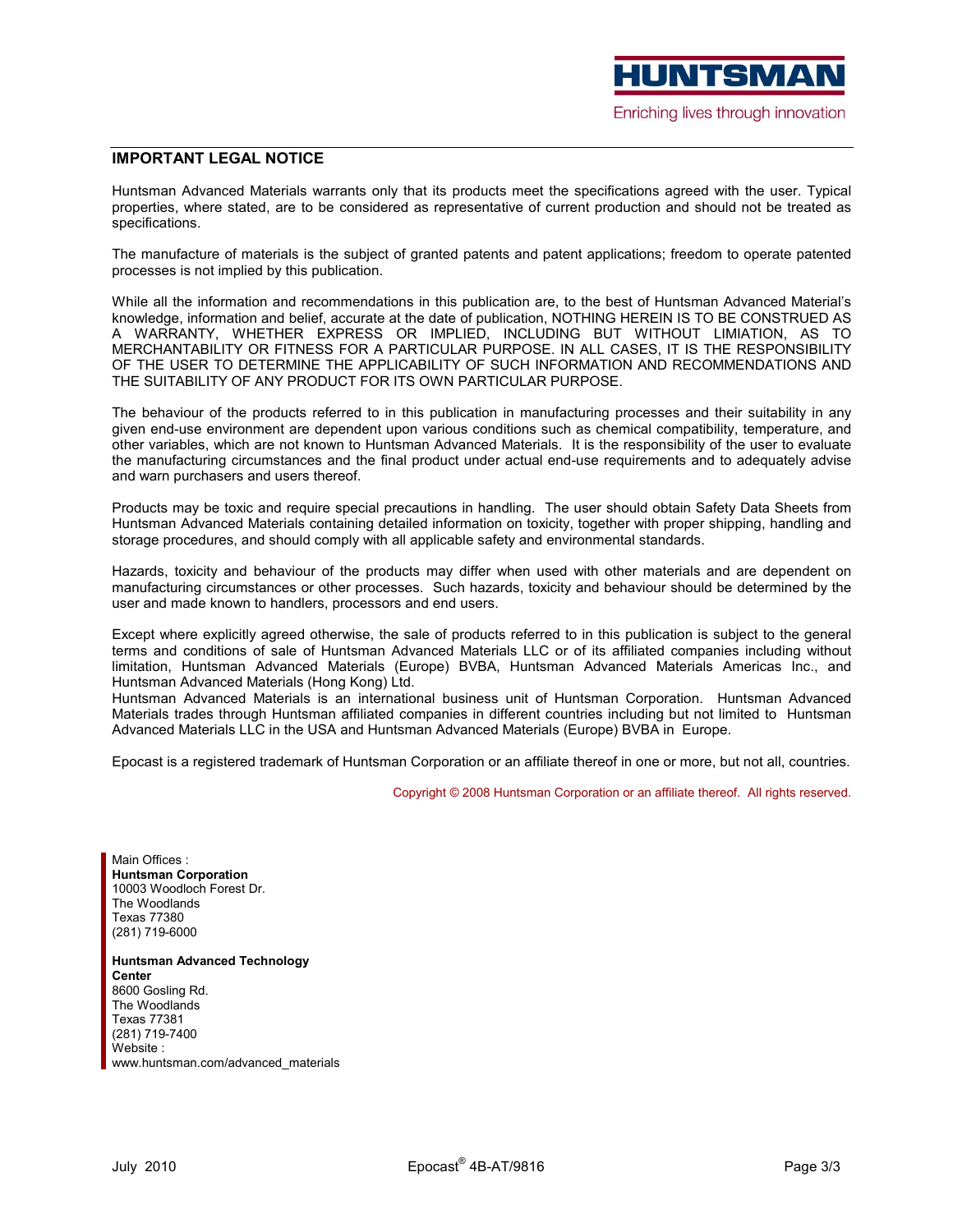## IMPORTANT LEGAL NOTICE

Huntsman Advanced Materials warrants only that its products meet the specifications agreed with the user. Typical properties, where stated, are to be considered as representative of current production and should not be treated as specifications.

The manufacture of materials is the subject of granted patents and patent applications; freedom to operate patented processes is not implied by this publication.

While all the information and recommendations in this publication are, to the best of Huntsman Advanced Material's knowledge, information and belief, accurate at the date of publication, NOTHING HEREIN IS TO BE CONSTRUED AS A WARRANTY, WHETHER EXPRESS OR IMPLIED, INCLUDING BUT WITHOUT LIMIATION, AS TO MERCHANTABILITY OR FITNESS FOR A PARTICULAR PURPOSE. IN ALL CASES, IT IS THE RESPONSIBILITY OF THE USER TO DETERMINE THE APPLICABILITY OF SUCH INFORMATION AND RECOMMENDATIONS AND THE SUITABILITY OF ANY PRODUCT FOR ITS OWN PARTICULAR PURPOSE.

The behaviour of the products referred to in this publication in manufacturing processes and their suitability in any given end-use environment are dependent upon various conditions such as chemical compatibility, temperature, and other variables, which are not known to Huntsman Advanced Materials. It is the responsibility of the user to evaluate the manufacturing circumstances and the final product under actual end-use requirements and to adequately advise and warn purchasers and users thereof.

Products may be toxic and require special precautions in handling. The user should obtain Safety Data Sheets from Huntsman Advanced Materials containing detailed information on toxicity, together with proper shipping, handling and storage procedures, and should comply with all applicable safety and environmental standards.

Hazards, toxicity and behaviour of the products may differ when used with other materials and are dependent on manufacturing circumstances or other processes. Such hazards, toxicity and behaviour should be determined by the user and made known to handlers, processors and end users.

Except where explicitly agreed otherwise, the sale of products referred to in this publication is subject to the general terms and conditions of sale of Huntsman Advanced Materials LLC or of its affiliated companies including without limitation, Huntsman Advanced Materials (Europe) BVBA, Huntsman Advanced Materials Americas Inc., and Huntsman Advanced Materials (Hong Kong) Ltd.
Huntsman Advanced Materials is an international business unit of Huntsman Corporation. Huntsman Advanced Materials trades through Huntsman affiliated companies in different countries including but not limited to Huntsman Advanced Materials LLC in the USA and Huntsman Advanced Materials (Europe) BVBA in Europe.

Epocast is a registered trademark of Huntsman Corporation or an affiliate thereof in one or more, but not all, countries.

Copyright © 2008 Huntsman Corporation or an affiliate thereof. All rights reserved.

Main Offices :
**Huntsman Corporation**
10003 Woodloch Forest Dr.
The Woodlands
Texas 77380
(281) 719-6000

**Huntsman Advanced Technology Center**
8600 Gosling Rd.
The Woodlands
Texas 77381
(281) 719-7400
Website :
www.huntsman.com/advanced_materials